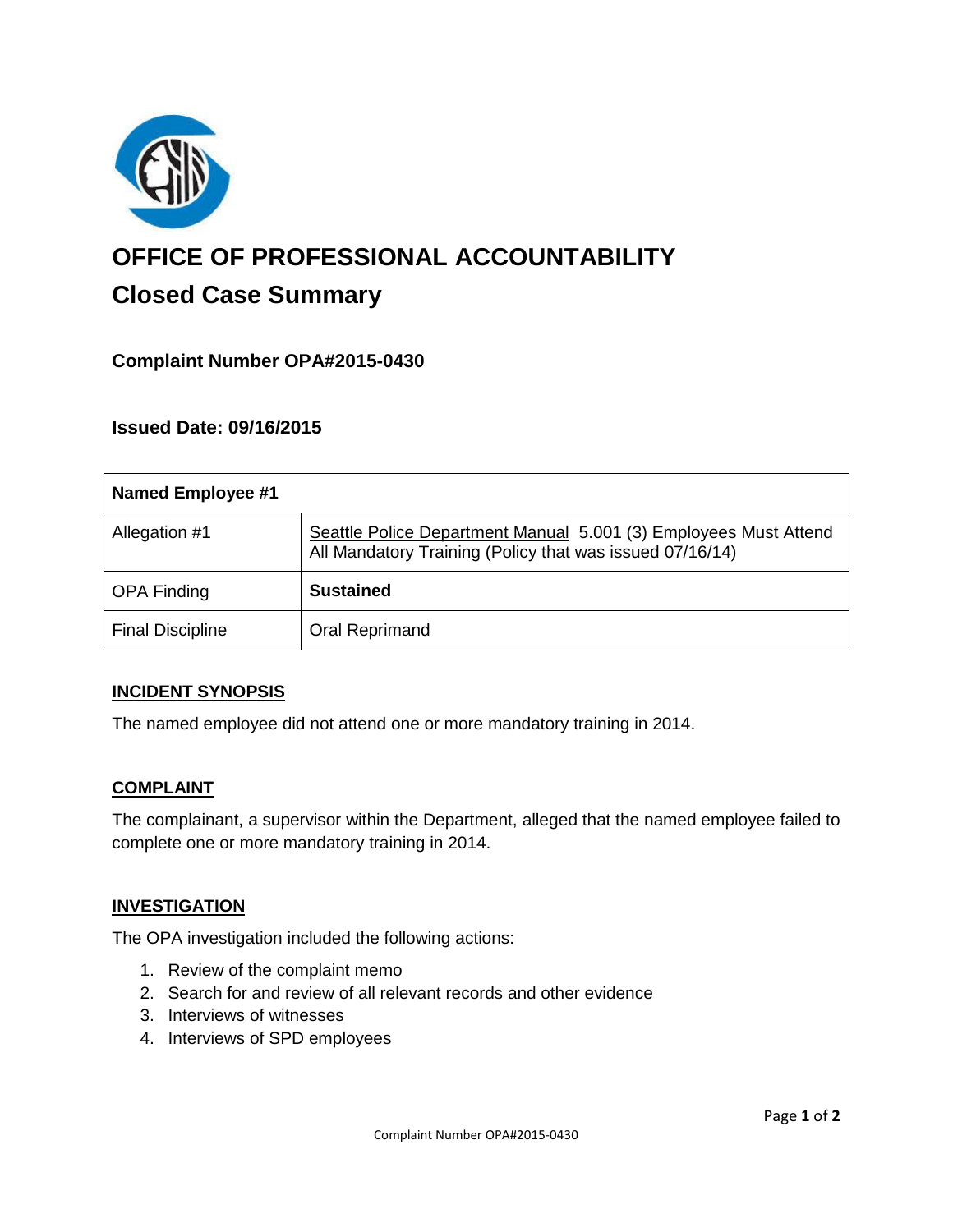# OFFICE OF PROFESSIONAL ACCOUNTABILITY

## Closed Case Summary

### Complaint Number OPA#2015-0430

### Issued Date: 09/16/2015

| Named Employee #1 | |
|---|---|
| Allegation #1 | Seattle Police Department Manual 5.001 (3) Employees Must Attend All Mandatory Training (Policy that was issued 07/16/14) |
| OPA Finding | **Sustained** |
| Final Discipline | Oral Reprimand |

**INCIDENT SYNOPSIS**

The named employee did not attend one or more mandatory training in 2014.

**COMPLAINT**

The complainant, a supervisor within the Department, alleged that the named employee failed to complete one or more mandatory training in 2014.

**INVESTIGATION**

The OPA investigation included the following actions:

1. Review of the complaint memo
2. Search for and review of all relevant records and other evidence
3. Interviews of witnesses
4. Interviews of SPD employees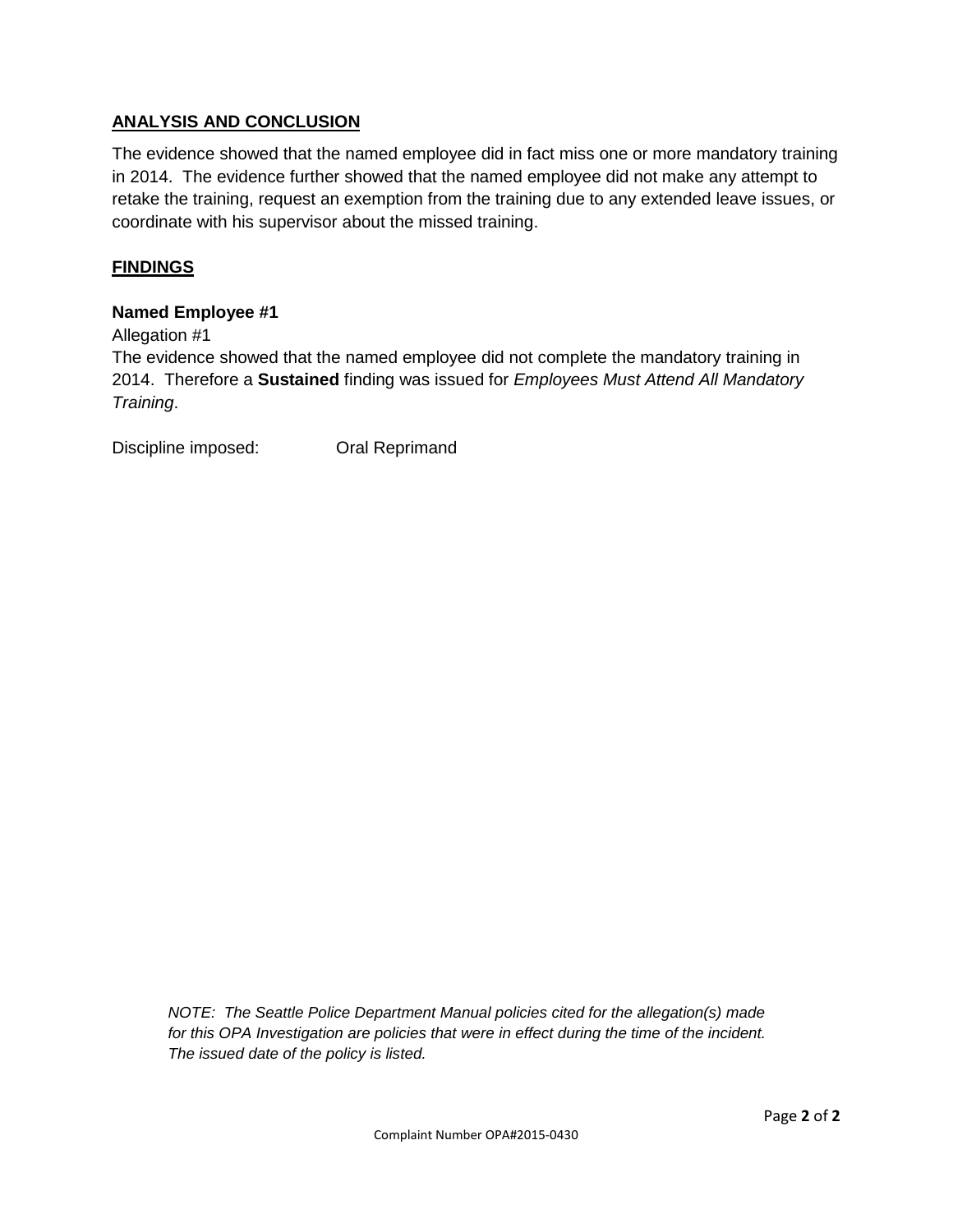## ANALYSIS AND CONCLUSION

The evidence showed that the named employee did in fact miss one or more mandatory training in 2014. The evidence further showed that the named employee did not make any attempt to retake the training, request an exemption from the training due to any extended leave issues, or coordinate with his supervisor about the missed training.

## FINDINGS

**Named Employee #1**

Allegation #1

The evidence showed that the named employee did not complete the mandatory training in 2014. Therefore a **Sustained** finding was issued for *Employees Must Attend All Mandatory Training*.

Discipline imposed: Oral Reprimand

*NOTE: The Seattle Police Department Manual policies cited for the allegation(s) made for this OPA Investigation are policies that were in effect during the time of the incident. The issued date of the policy is listed.*

Complaint Number OPA#2015-0430